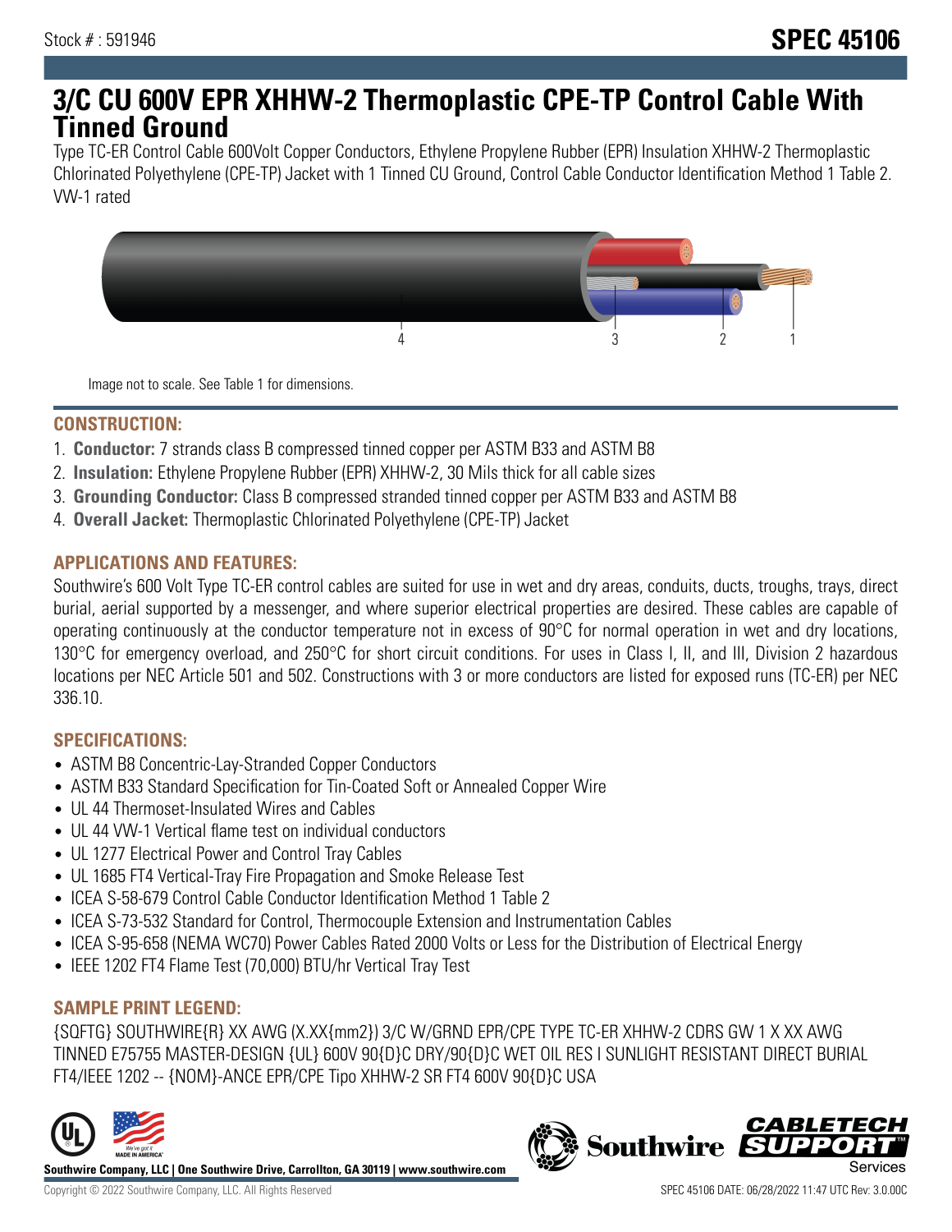Stock # : 591946

# SPEC 45106

## 3/C CU 600V EPR XHHW-2 Thermoplastic CPE-TP Control Cable With Tinned Ground

Type TC-ER Control Cable 600Volt Copper Conductors, Ethylene Propylene Rubber (EPR) Insulation XHHW-2 Thermoplastic Chlorinated Polyethylene (CPE-TP) Jacket with 1 Tinned CU Ground, Control Cable Conductor Identification Method 1 Table 2. VW-1 rated

Image not to scale. See Table 1 for dimensions.

### CONSTRUCTION:

1. **Conductor:** 7 strands class B compressed tinned copper per ASTM B33 and ASTM B8
2. **Insulation:** Ethylene Propylene Rubber (EPR) XHHW-2, 30 Mils thick for all cable sizes
3. **Grounding Conductor:** Class B compressed stranded tinned copper per ASTM B33 and ASTM B8
4. **Overall Jacket:** Thermoplastic Chlorinated Polyethylene (CPE-TP) Jacket

### APPLICATIONS AND FEATURES:

Southwire's 600 Volt Type TC-ER control cables are suited for use in wet and dry areas, conduits, ducts, troughs, trays, direct burial, aerial supported by a messenger, and where superior electrical properties are desired. These cables are capable of operating continuously at the conductor temperature not in excess of 90°C for normal operation in wet and dry locations, 130°C for emergency overload, and 250°C for short circuit conditions. For uses in Class I, II, and III, Division 2 hazardous locations per NEC Article 501 and 502. Constructions with 3 or more conductors are listed for exposed runs (TC-ER) per NEC 336.10.

### SPECIFICATIONS:

- ASTM B8 Concentric-Lay-Stranded Copper Conductors
- ASTM B33 Standard Specification for Tin-Coated Soft or Annealed Copper Wire
- UL 44 Thermoset-Insulated Wires and Cables
- UL 44 VW-1 Vertical flame test on individual conductors
- UL 1277 Electrical Power and Control Tray Cables
- UL 1685 FT4 Vertical-Tray Fire Propagation and Smoke Release Test
- ICEA S-58-679 Control Cable Conductor Identification Method 1 Table 2
- ICEA S-73-532 Standard for Control, Thermocouple Extension and Instrumentation Cables
- ICEA S-95-658 (NEMA WC70) Power Cables Rated 2000 Volts or Less for the Distribution of Electrical Energy
- IEEE 1202 FT4 Flame Test (70,000) BTU/hr Vertical Tray Test

### SAMPLE PRINT LEGEND:

{SQFTG} SOUTHWIRE{R} XX AWG (X.XX{mm2}) 3/C W/GRND EPR/CPE TYPE TC-ER XHHW-2 CDRS GW 1 X XX AWG TINNED E75755 MASTER-DESIGN {UL} 600V 90{D}C DRY/90{D}C WET OIL RES I SUNLIGHT RESISTANT DIRECT BURIAL FT4/IEEE 1202 -- {NOM}-ANCE EPR/CPE Tipo XHHW-2 SR FT4 600V 90{D}C USA

Southwire Company, LLC | One Southwire Drive, Carrollton, GA 30119 | www.southwire.com

Copyright © 2022 Southwire Company, LLC. All Rights Reserved

SPEC 45106 DATE: 06/28/2022 11:47 UTC Rev: 3.0.00C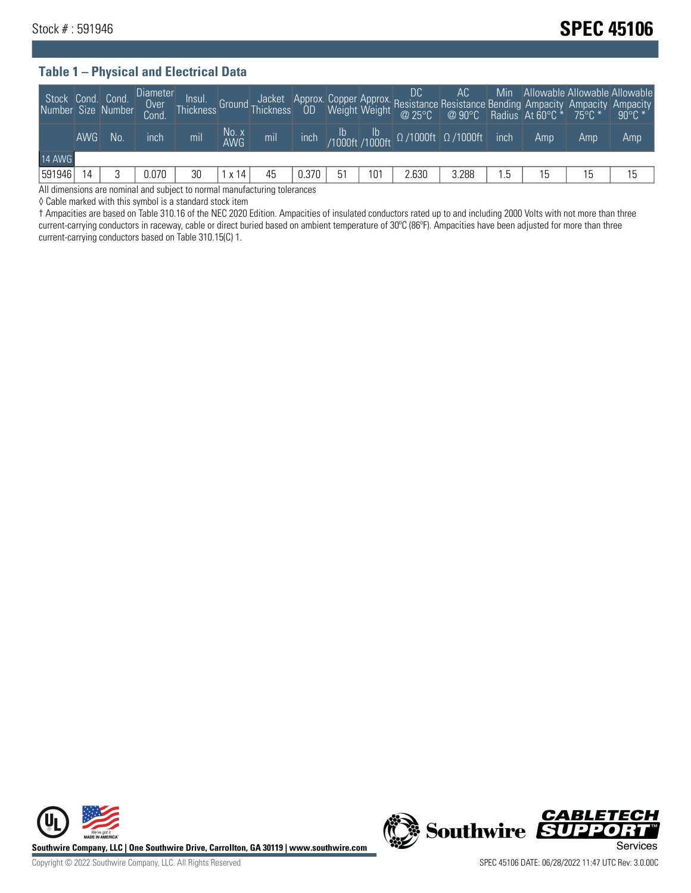## Table 1 – Physical and Electrical Data

| Stock Number | Cond. Size | Cond. Number | Diameter Over Cond. | Insul. Thickness | Ground | Jacket Thickness | Approx. OD | Copper Weight | Approx. Weight | DC Resistance @ 25°C | AC Resistance @ 90°C | Min Bending Radius | Allowable Ampacity At 60°C * | Allowable Ampacity 75°C * | Allowable Ampacity 90°C * |
|---|---|---|---|---|---|---|---|---|---|---|---|---|---|---|---|
| | AWG | No. | inch | mil | No. x AWG | mil | inch | lb /1000ft | lb /1000ft | Ω /1000ft | Ω /1000ft | inch | Amp | Amp | Amp |
| 14 AWG | | | | | | | | | | | | | | | |
| 591946 | 14 | 3 | 0.070 | 30 | 1 x 14 | 45 | 0.370 | 51 | 101 | 2.630 | 3.288 | 1.5 | 15 | 15 | 15 |

All dimensions are nominal and subject to normal manufacturing tolerances

◊ Cable marked with this symbol is a standard stock item

† Ampacities are based on Table 310.16 of the NEC 2020 Edition. Ampacities of insulated conductors rated up to and including 2000 Volts with not more than three current-carrying conductors in raceway, cable or direct buried based on ambient temperature of 30ºC (86ºF). Ampacities have been adjusted for more than three current-carrying conductors based on Table 310.15(C) 1.

Southwire Company, LLC | One Southwire Drive, Carrollton, GA 30119 | www.southwire.com

Copyright © 2022 Southwire Company, LLC. All Rights Reserved

SPEC 45106 DATE: 06/28/2022 11:47 UTC Rev: 3.0.00C